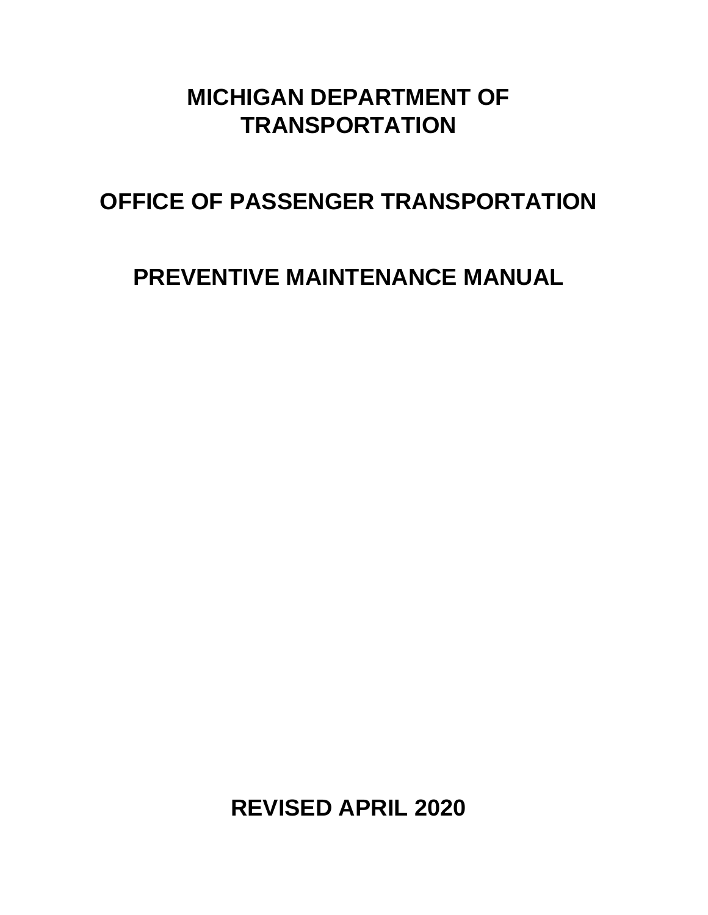# MICHIGAN DEPARTMENT OF TRANSPORTATION

# OFFICE OF PASSENGER TRANSPORTATION

# PREVENTIVE MAINTENANCE MANUAL

**REVISED APRIL 2020**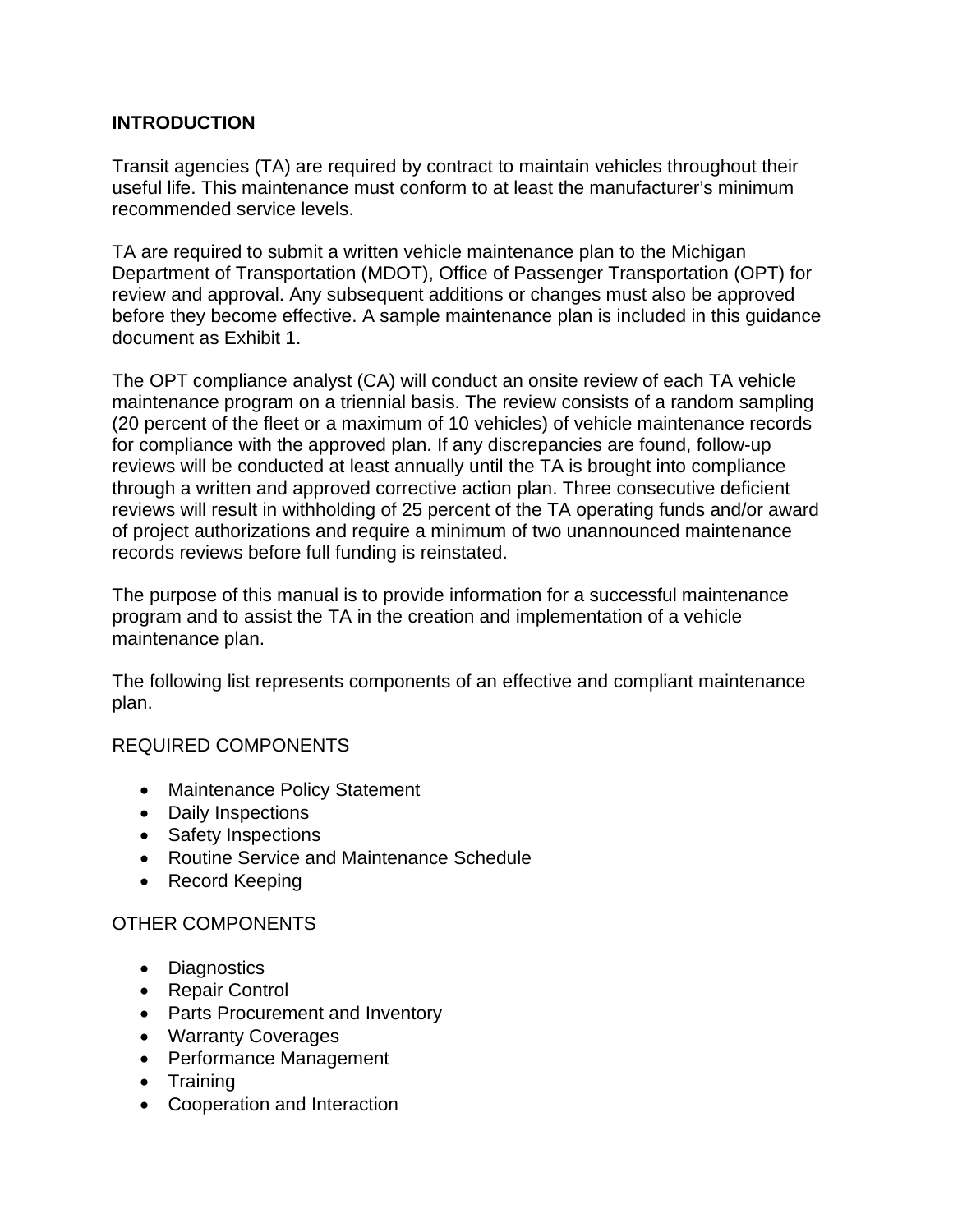## INTRODUCTION

Transit agencies (TA) are required by contract to maintain vehicles throughout their useful life. This maintenance must conform to at least the manufacturer's minimum recommended service levels.

TA are required to submit a written vehicle maintenance plan to the Michigan Department of Transportation (MDOT), Office of Passenger Transportation (OPT) for review and approval. Any subsequent additions or changes must also be approved before they become effective. A sample maintenance plan is included in this guidance document as Exhibit 1.

The OPT compliance analyst (CA) will conduct an onsite review of each TA vehicle maintenance program on a triennial basis. The review consists of a random sampling (20 percent of the fleet or a maximum of 10 vehicles) of vehicle maintenance records for compliance with the approved plan. If any discrepancies are found, follow-up reviews will be conducted at least annually until the TA is brought into compliance through a written and approved corrective action plan. Three consecutive deficient reviews will result in withholding of 25 percent of the TA operating funds and/or award of project authorizations and require a minimum of two unannounced maintenance records reviews before full funding is reinstated.

The purpose of this manual is to provide information for a successful maintenance program and to assist the TA in the creation and implementation of a vehicle maintenance plan.

The following list represents components of an effective and compliant maintenance plan.

REQUIRED COMPONENTS

- Maintenance Policy Statement
- Daily Inspections
- Safety Inspections
- Routine Service and Maintenance Schedule
- Record Keeping

OTHER COMPONENTS

- Diagnostics
- Repair Control
- Parts Procurement and Inventory
- Warranty Coverages
- Performance Management
- Training
- Cooperation and Interaction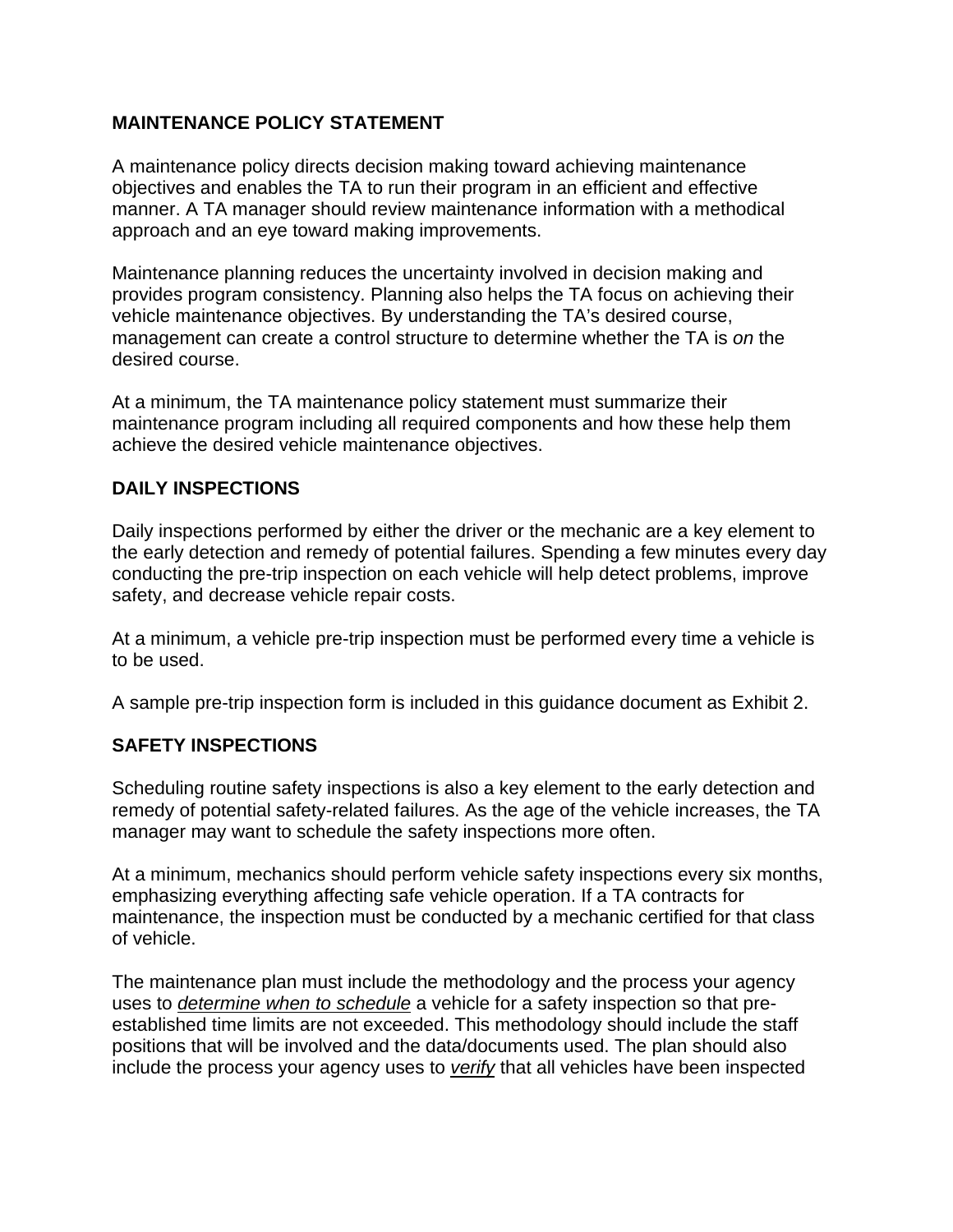## MAINTENANCE POLICY STATEMENT

A maintenance policy directs decision making toward achieving maintenance objectives and enables the TA to run their program in an efficient and effective manner. A TA manager should review maintenance information with a methodical approach and an eye toward making improvements.

Maintenance planning reduces the uncertainty involved in decision making and provides program consistency. Planning also helps the TA focus on achieving their vehicle maintenance objectives. By understanding the TA's desired course, management can create a control structure to determine whether the TA is *on* the desired course.

At a minimum, the TA maintenance policy statement must summarize their maintenance program including all required components and how these help them achieve the desired vehicle maintenance objectives.

## DAILY INSPECTIONS

Daily inspections performed by either the driver or the mechanic are a key element to the early detection and remedy of potential failures. Spending a few minutes every day conducting the pre-trip inspection on each vehicle will help detect problems, improve safety, and decrease vehicle repair costs.

At a minimum, a vehicle pre-trip inspection must be performed every time a vehicle is to be used.

A sample pre-trip inspection form is included in this guidance document as Exhibit 2.

## SAFETY INSPECTIONS

Scheduling routine safety inspections is also a key element to the early detection and remedy of potential safety-related failures. As the age of the vehicle increases, the TA manager may want to schedule the safety inspections more often.

At a minimum, mechanics should perform vehicle safety inspections every six months, emphasizing everything affecting safe vehicle operation. If a TA contracts for maintenance, the inspection must be conducted by a mechanic certified for that class of vehicle.

The maintenance plan must include the methodology and the process your agency uses to *determine when to schedule* a vehicle for a safety inspection so that pre-established time limits are not exceeded. This methodology should include the staff positions that will be involved and the data/documents used. The plan should also include the process your agency uses to *verify* that all vehicles have been inspected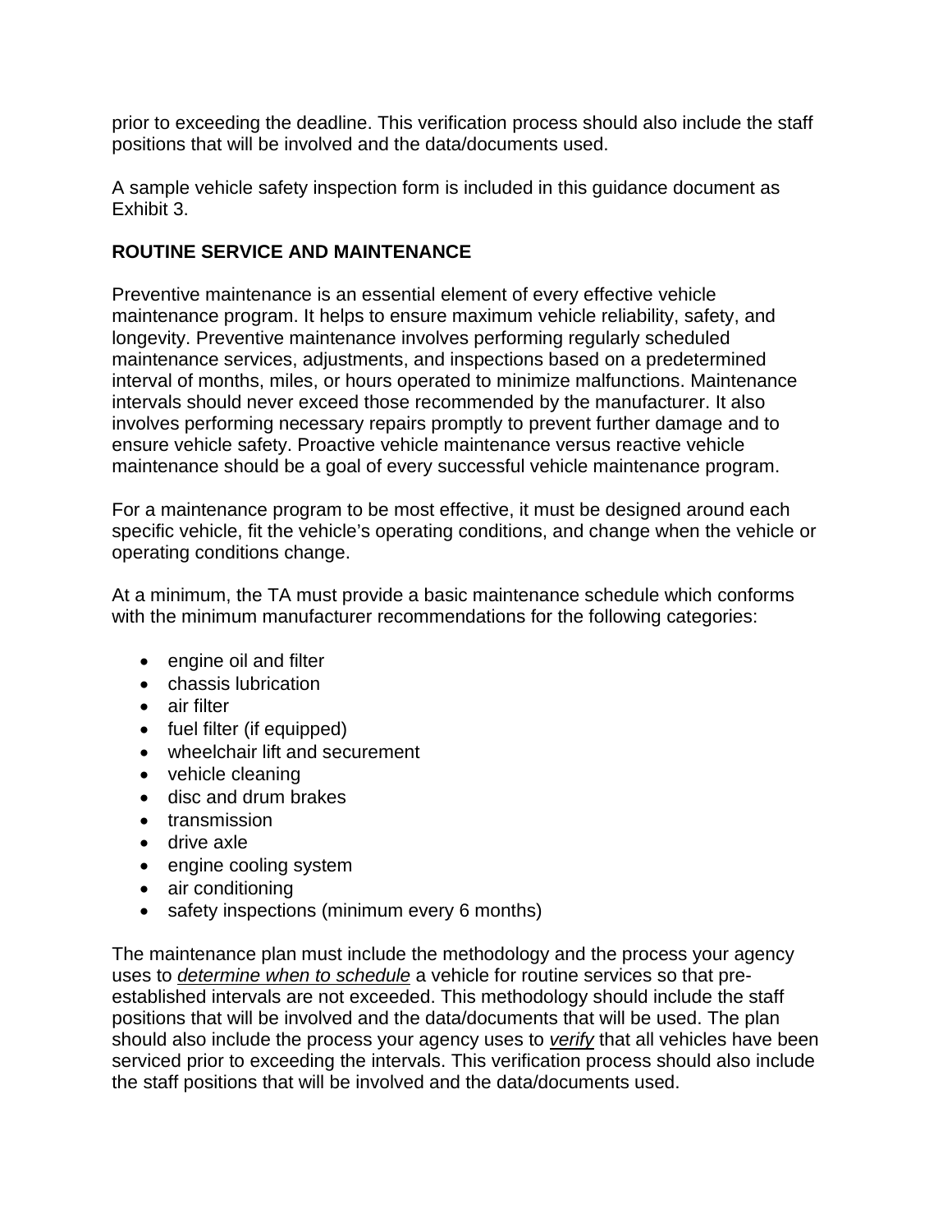prior to exceeding the deadline. This verification process should also include the staff positions that will be involved and the data/documents used.

A sample vehicle safety inspection form is included in this guidance document as Exhibit 3.

## ROUTINE SERVICE AND MAINTENANCE

Preventive maintenance is an essential element of every effective vehicle maintenance program. It helps to ensure maximum vehicle reliability, safety, and longevity. Preventive maintenance involves performing regularly scheduled maintenance services, adjustments, and inspections based on a predetermined interval of months, miles, or hours operated to minimize malfunctions. Maintenance intervals should never exceed those recommended by the manufacturer. It also involves performing necessary repairs promptly to prevent further damage and to ensure vehicle safety. Proactive vehicle maintenance versus reactive vehicle maintenance should be a goal of every successful vehicle maintenance program.

For a maintenance program to be most effective, it must be designed around each specific vehicle, fit the vehicle's operating conditions, and change when the vehicle or operating conditions change.

At a minimum, the TA must provide a basic maintenance schedule which conforms with the minimum manufacturer recommendations for the following categories:

- engine oil and filter
- chassis lubrication
- air filter
- fuel filter (if equipped)
- wheelchair lift and securement
- vehicle cleaning
- disc and drum brakes
- transmission
- drive axle
- engine cooling system
- air conditioning
- safety inspections (minimum every 6 months)

The maintenance plan must include the methodology and the process your agency uses to ***determine when to schedule*** a vehicle for routine services so that pre-established intervals are not exceeded. This methodology should include the staff positions that will be involved and the data/documents that will be used. The plan should also include the process your agency uses to ***verify*** that all vehicles have been serviced prior to exceeding the intervals. This verification process should also include the staff positions that will be involved and the data/documents used.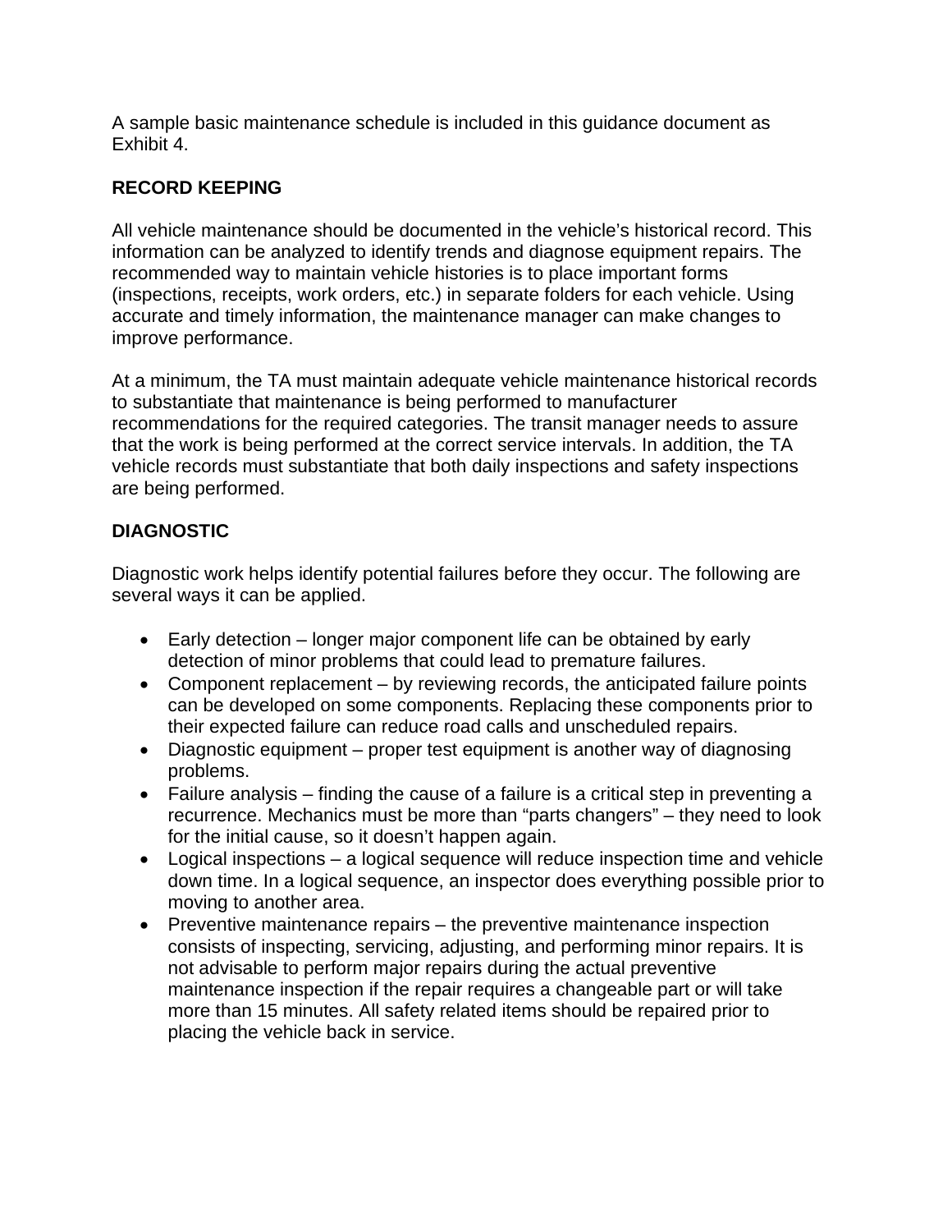A sample basic maintenance schedule is included in this guidance document as Exhibit 4.

## RECORD KEEPING

All vehicle maintenance should be documented in the vehicle's historical record. This information can be analyzed to identify trends and diagnose equipment repairs. The recommended way to maintain vehicle histories is to place important forms (inspections, receipts, work orders, etc.) in separate folders for each vehicle. Using accurate and timely information, the maintenance manager can make changes to improve performance.

At a minimum, the TA must maintain adequate vehicle maintenance historical records to substantiate that maintenance is being performed to manufacturer recommendations for the required categories. The transit manager needs to assure that the work is being performed at the correct service intervals. In addition, the TA vehicle records must substantiate that both daily inspections and safety inspections are being performed.

## DIAGNOSTIC

Diagnostic work helps identify potential failures before they occur. The following are several ways it can be applied.

- Early detection – longer major component life can be obtained by early detection of minor problems that could lead to premature failures.
- Component replacement – by reviewing records, the anticipated failure points can be developed on some components. Replacing these components prior to their expected failure can reduce road calls and unscheduled repairs.
- Diagnostic equipment – proper test equipment is another way of diagnosing problems.
- Failure analysis – finding the cause of a failure is a critical step in preventing a recurrence. Mechanics must be more than "parts changers" – they need to look for the initial cause, so it doesn't happen again.
- Logical inspections – a logical sequence will reduce inspection time and vehicle down time. In a logical sequence, an inspector does everything possible prior to moving to another area.
- Preventive maintenance repairs – the preventive maintenance inspection consists of inspecting, servicing, adjusting, and performing minor repairs. It is not advisable to perform major repairs during the actual preventive maintenance inspection if the repair requires a changeable part or will take more than 15 minutes. All safety related items should be repaired prior to placing the vehicle back in service.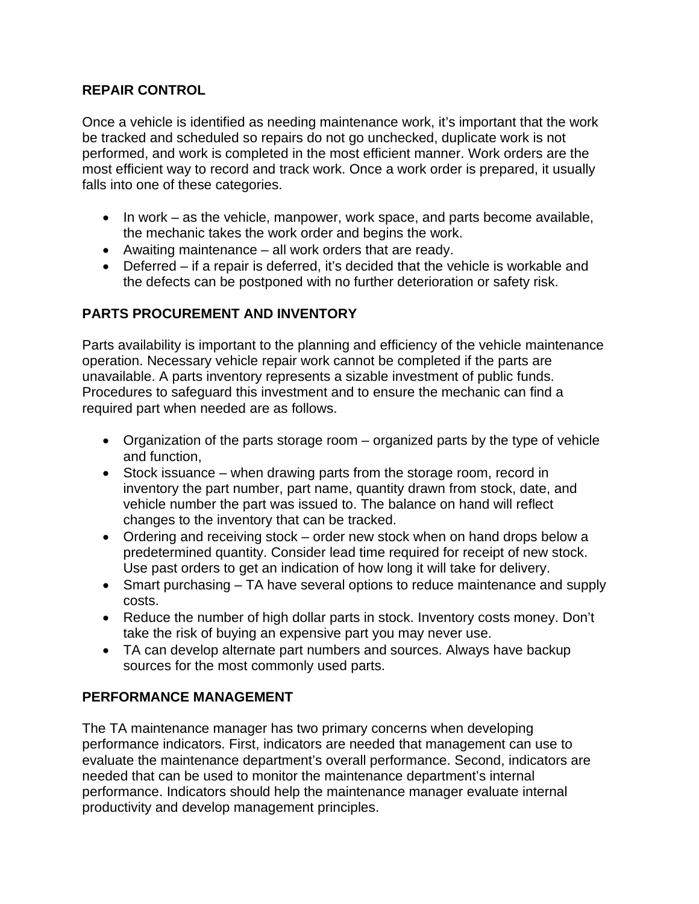## REPAIR CONTROL

Once a vehicle is identified as needing maintenance work, it's important that the work be tracked and scheduled so repairs do not go unchecked, duplicate work is not performed, and work is completed in the most efficient manner. Work orders are the most efficient way to record and track work. Once a work order is prepared, it usually falls into one of these categories.

- In work – as the vehicle, manpower, work space, and parts become available, the mechanic takes the work order and begins the work.
- Awaiting maintenance – all work orders that are ready.
- Deferred – if a repair is deferred, it's decided that the vehicle is workable and the defects can be postponed with no further deterioration or safety risk.

## PARTS PROCUREMENT AND INVENTORY

Parts availability is important to the planning and efficiency of the vehicle maintenance operation. Necessary vehicle repair work cannot be completed if the parts are unavailable. A parts inventory represents a sizable investment of public funds. Procedures to safeguard this investment and to ensure the mechanic can find a required part when needed are as follows.

- Organization of the parts storage room – organized parts by the type of vehicle and function,
- Stock issuance – when drawing parts from the storage room, record in inventory the part number, part name, quantity drawn from stock, date, and vehicle number the part was issued to. The balance on hand will reflect changes to the inventory that can be tracked.
- Ordering and receiving stock – order new stock when on hand drops below a predetermined quantity. Consider lead time required for receipt of new stock. Use past orders to get an indication of how long it will take for delivery.
- Smart purchasing – TA have several options to reduce maintenance and supply costs.
- Reduce the number of high dollar parts in stock. Inventory costs money. Don't take the risk of buying an expensive part you may never use.
- TA can develop alternate part numbers and sources. Always have backup sources for the most commonly used parts.

## PERFORMANCE MANAGEMENT

The TA maintenance manager has two primary concerns when developing performance indicators. First, indicators are needed that management can use to evaluate the maintenance department's overall performance. Second, indicators are needed that can be used to monitor the maintenance department's internal performance. Indicators should help the maintenance manager evaluate internal productivity and develop management principles.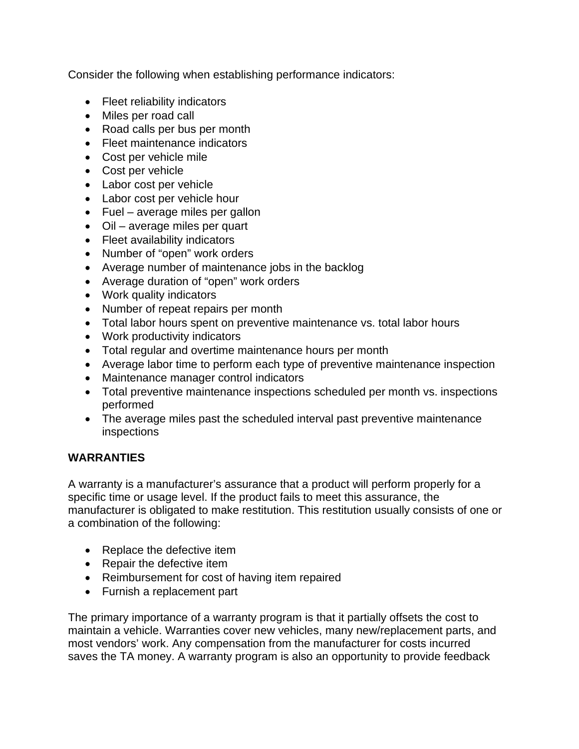Consider the following when establishing performance indicators:

- Fleet reliability indicators
- Miles per road call
- Road calls per bus per month
- Fleet maintenance indicators
- Cost per vehicle mile
- Cost per vehicle
- Labor cost per vehicle
- Labor cost per vehicle hour
- Fuel – average miles per gallon
- Oil – average miles per quart
- Fleet availability indicators
- Number of "open" work orders
- Average number of maintenance jobs in the backlog
- Average duration of "open" work orders
- Work quality indicators
- Number of repeat repairs per month
- Total labor hours spent on preventive maintenance vs. total labor hours
- Work productivity indicators
- Total regular and overtime maintenance hours per month
- Average labor time to perform each type of preventive maintenance inspection
- Maintenance manager control indicators
- Total preventive maintenance inspections scheduled per month vs. inspections performed
- The average miles past the scheduled interval past preventive maintenance inspections

## WARRANTIES

A warranty is a manufacturer's assurance that a product will perform properly for a specific time or usage level. If the product fails to meet this assurance, the manufacturer is obligated to make restitution. This restitution usually consists of one or a combination of the following:

- Replace the defective item
- Repair the defective item
- Reimbursement for cost of having item repaired
- Furnish a replacement part

The primary importance of a warranty program is that it partially offsets the cost to maintain a vehicle. Warranties cover new vehicles, many new/replacement parts, and most vendors' work. Any compensation from the manufacturer for costs incurred saves the TA money. A warranty program is also an opportunity to provide feedback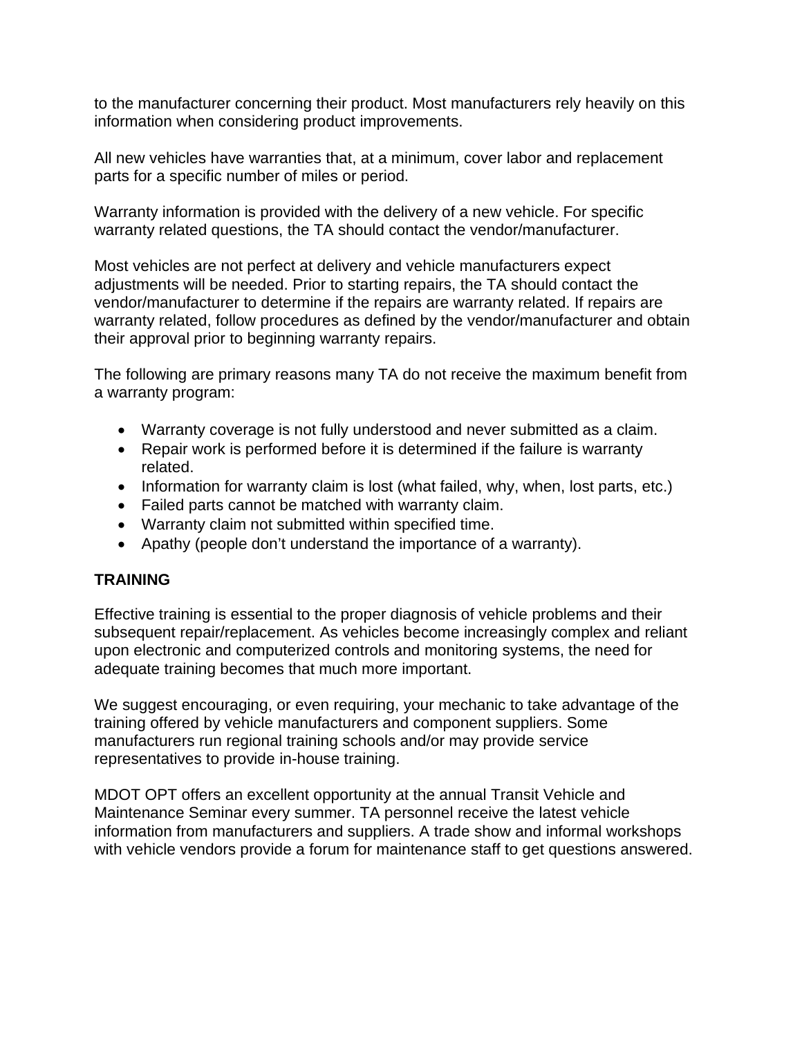to the manufacturer concerning their product. Most manufacturers rely heavily on this information when considering product improvements.

All new vehicles have warranties that, at a minimum, cover labor and replacement parts for a specific number of miles or period.

Warranty information is provided with the delivery of a new vehicle. For specific warranty related questions, the TA should contact the vendor/manufacturer.

Most vehicles are not perfect at delivery and vehicle manufacturers expect adjustments will be needed. Prior to starting repairs, the TA should contact the vendor/manufacturer to determine if the repairs are warranty related. If repairs are warranty related, follow procedures as defined by the vendor/manufacturer and obtain their approval prior to beginning warranty repairs.

The following are primary reasons many TA do not receive the maximum benefit from a warranty program:

- Warranty coverage is not fully understood and never submitted as a claim.
- Repair work is performed before it is determined if the failure is warranty related.
- Information for warranty claim is lost (what failed, why, when, lost parts, etc.)
- Failed parts cannot be matched with warranty claim.
- Warranty claim not submitted within specified time.
- Apathy (people don't understand the importance of a warranty).

**TRAINING**

Effective training is essential to the proper diagnosis of vehicle problems and their subsequent repair/replacement. As vehicles become increasingly complex and reliant upon electronic and computerized controls and monitoring systems, the need for adequate training becomes that much more important.

We suggest encouraging, or even requiring, your mechanic to take advantage of the training offered by vehicle manufacturers and component suppliers. Some manufacturers run regional training schools and/or may provide service representatives to provide in-house training.

MDOT OPT offers an excellent opportunity at the annual Transit Vehicle and Maintenance Seminar every summer. TA personnel receive the latest vehicle information from manufacturers and suppliers. A trade show and informal workshops with vehicle vendors provide a forum for maintenance staff to get questions answered.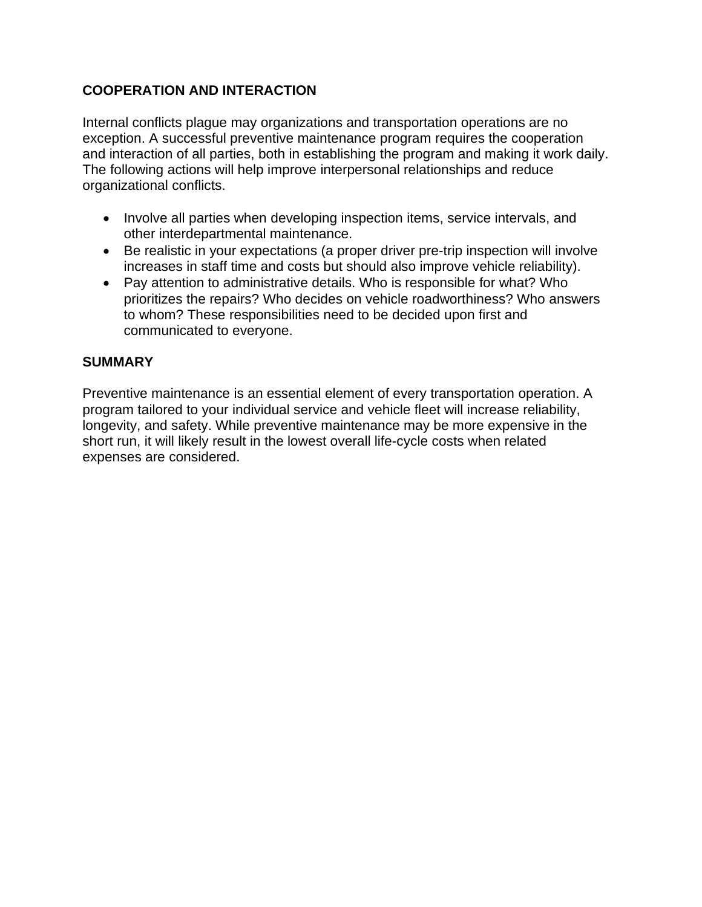## COOPERATION AND INTERACTION

Internal conflicts plague may organizations and transportation operations are no exception. A successful preventive maintenance program requires the cooperation and interaction of all parties, both in establishing the program and making it work daily. The following actions will help improve interpersonal relationships and reduce organizational conflicts.

- Involve all parties when developing inspection items, service intervals, and other interdepartmental maintenance.
- Be realistic in your expectations (a proper driver pre-trip inspection will involve increases in staff time and costs but should also improve vehicle reliability).
- Pay attention to administrative details. Who is responsible for what? Who prioritizes the repairs? Who decides on vehicle roadworthiness? Who answers to whom? These responsibilities need to be decided upon first and communicated to everyone.

## SUMMARY

Preventive maintenance is an essential element of every transportation operation. A program tailored to your individual service and vehicle fleet will increase reliability, longevity, and safety. While preventive maintenance may be more expensive in the short run, it will likely result in the lowest overall life-cycle costs when related expenses are considered.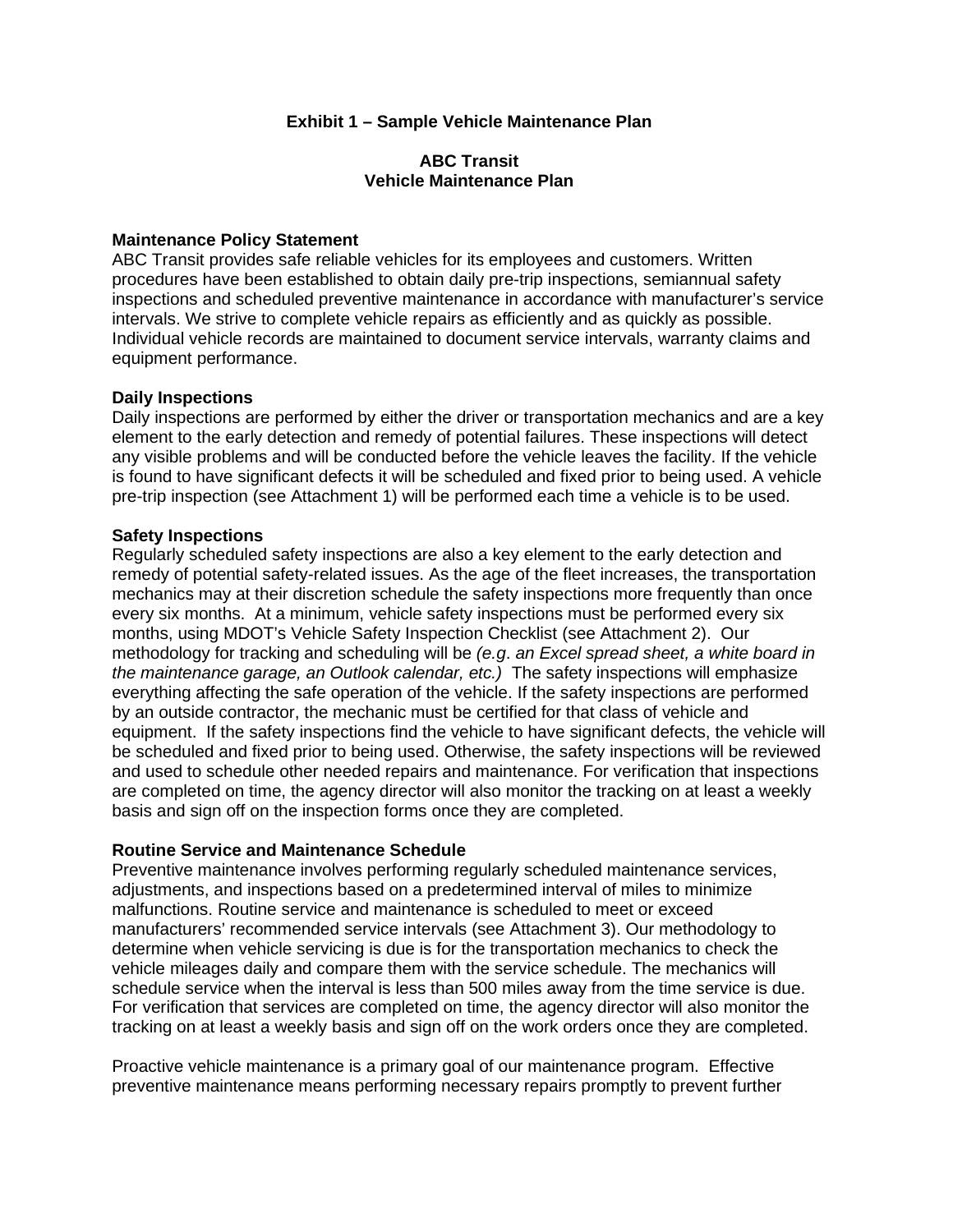## Exhibit 1 – Sample Vehicle Maintenance Plan

### ABC Transit
### Vehicle Maintenance Plan

**Maintenance Policy Statement**
ABC Transit provides safe reliable vehicles for its employees and customers. Written procedures have been established to obtain daily pre-trip inspections, semiannual safety inspections and scheduled preventive maintenance in accordance with manufacturer's service intervals. We strive to complete vehicle repairs as efficiently and as quickly as possible. Individual vehicle records are maintained to document service intervals, warranty claims and equipment performance.

**Daily Inspections**
Daily inspections are performed by either the driver or transportation mechanics and are a key element to the early detection and remedy of potential failures. These inspections will detect any visible problems and will be conducted before the vehicle leaves the facility. If the vehicle is found to have significant defects it will be scheduled and fixed prior to being used. A vehicle pre-trip inspection (see Attachment 1) will be performed each time a vehicle is to be used.

**Safety Inspections**
Regularly scheduled safety inspections are also a key element to the early detection and remedy of potential safety-related issues. As the age of the fleet increases, the transportation mechanics may at their discretion schedule the safety inspections more frequently than once every six months. At a minimum, vehicle safety inspections must be performed every six months, using MDOT's Vehicle Safety Inspection Checklist (see Attachment 2). Our methodology for tracking and scheduling will be *(e.g. an Excel spread sheet, a white board in the maintenance garage, an Outlook calendar, etc.)* The safety inspections will emphasize everything affecting the safe operation of the vehicle. If the safety inspections are performed by an outside contractor, the mechanic must be certified for that class of vehicle and equipment. If the safety inspections find the vehicle to have significant defects, the vehicle will be scheduled and fixed prior to being used. Otherwise, the safety inspections will be reviewed and used to schedule other needed repairs and maintenance. For verification that inspections are completed on time, the agency director will also monitor the tracking on at least a weekly basis and sign off on the inspection forms once they are completed.

**Routine Service and Maintenance Schedule**
Preventive maintenance involves performing regularly scheduled maintenance services, adjustments, and inspections based on a predetermined interval of miles to minimize malfunctions. Routine service and maintenance is scheduled to meet or exceed manufacturers' recommended service intervals (see Attachment 3). Our methodology to determine when vehicle servicing is due is for the transportation mechanics to check the vehicle mileages daily and compare them with the service schedule. The mechanics will schedule service when the interval is less than 500 miles away from the time service is due. For verification that services are completed on time, the agency director will also monitor the tracking on at least a weekly basis and sign off on the work orders once they are completed.

Proactive vehicle maintenance is a primary goal of our maintenance program. Effective preventive maintenance means performing necessary repairs promptly to prevent further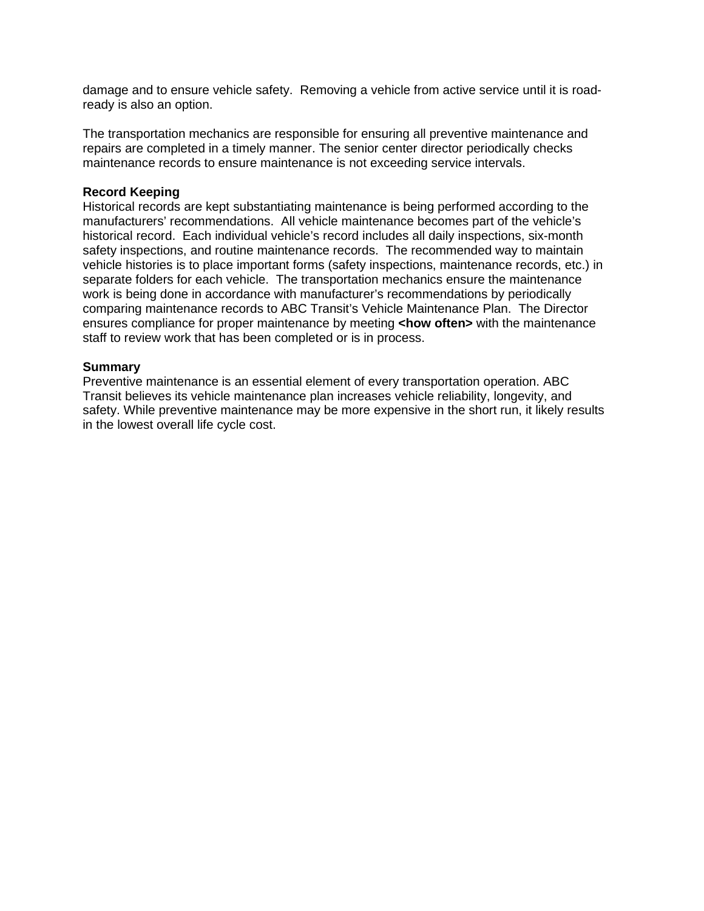damage and to ensure vehicle safety. Removing a vehicle from active service until it is road-ready is also an option.

The transportation mechanics are responsible for ensuring all preventive maintenance and repairs are completed in a timely manner. The senior center director periodically checks maintenance records to ensure maintenance is not exceeding service intervals.

**Record Keeping**

Historical records are kept substantiating maintenance is being performed according to the manufacturers' recommendations. All vehicle maintenance becomes part of the vehicle's historical record. Each individual vehicle's record includes all daily inspections, six-month safety inspections, and routine maintenance records. The recommended way to maintain vehicle histories is to place important forms (safety inspections, maintenance records, etc.) in separate folders for each vehicle. The transportation mechanics ensure the maintenance work is being done in accordance with manufacturer's recommendations by periodically comparing maintenance records to ABC Transit's Vehicle Maintenance Plan. The Director ensures compliance for proper maintenance by meeting **<how often>** with the maintenance staff to review work that has been completed or is in process.

**Summary**

Preventive maintenance is an essential element of every transportation operation. ABC Transit believes its vehicle maintenance plan increases vehicle reliability, longevity, and safety. While preventive maintenance may be more expensive in the short run, it likely results in the lowest overall life cycle cost.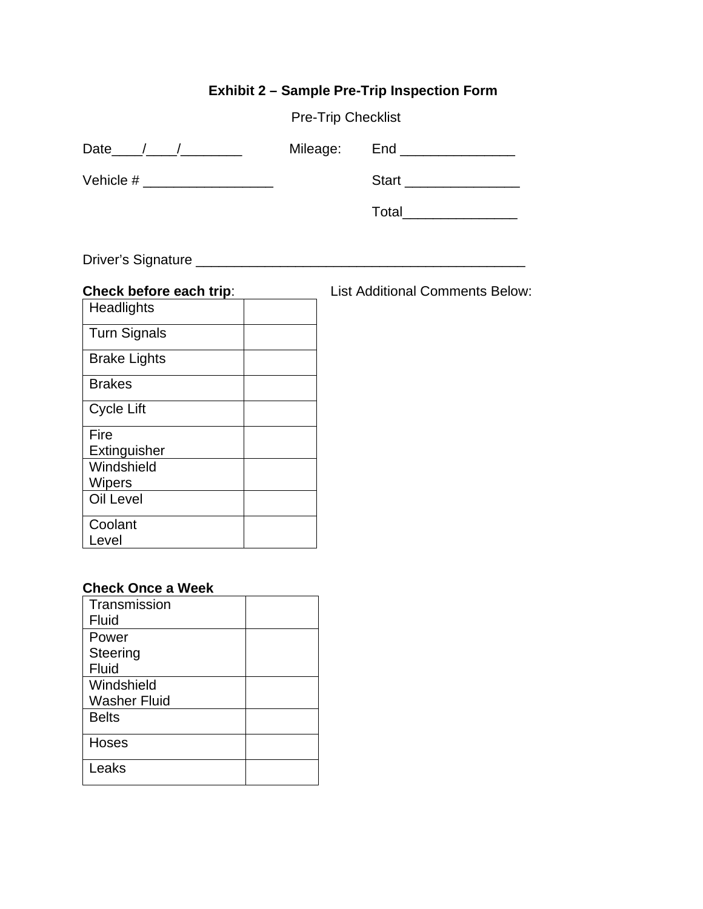## Exhibit 2 – Sample Pre-Trip Inspection Form

Pre-Trip Checklist

Date____/____/________ Mileage: End _______________

Vehicle # _________________ Start _______________

Total_______________

Driver's Signature ____________________________________________

**Check before each trip**: List Additional Comments Below:

| | |
|---|---|
| Headlights | |
| Turn Signals | |
| Brake Lights | |
| Brakes | |
| Cycle Lift | |
| Fire Extinguisher | |
| Windshield Wipers | |
| Oil Level | |
| Coolant Level | |

**Check Once a Week**

| | |
|---|---|
| Transmission Fluid | |
| Power Steering Fluid | |
| Windshield Washer Fluid | |
| Belts | |
| Hoses | |
| Leaks | |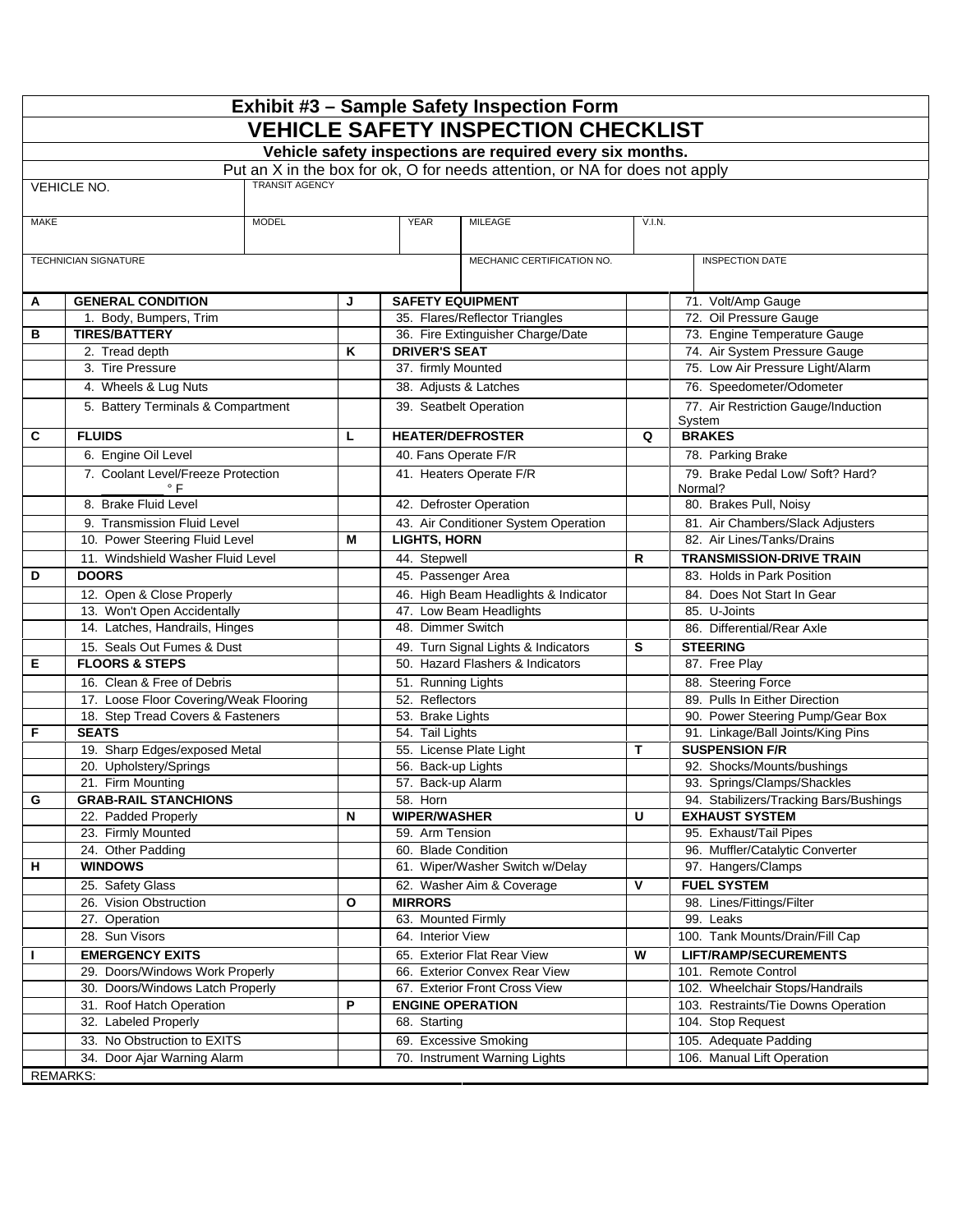## Exhibit #3 – Sample Safety Inspection Form

# VEHICLE SAFETY INSPECTION CHECKLIST

**Vehicle safety inspections are required every six months.**

Put an X in the box for ok, O for needs attention, or NA for does not apply

| VEHICLE NO. | TRANSIT AGENCY | | | |
|---|---|---|---|---|
| MAKE | MODEL | YEAR | MILEAGE | V.I.N. |
| TECHNICIAN SIGNATURE | | | MECHANIC CERTIFICATION NO. | INSPECTION DATE |

| | | | | | |
|---|---|---|---|---|---|
| **A** | **GENERAL CONDITION** | **J** | **SAFETY EQUIPMENT** | | 71. Volt/Amp Gauge |
| | 1. Body, Bumpers, Trim | | 35. Flares/Reflector Triangles | | 72. Oil Pressure Gauge |
| **B** | **TIRES/BATTERY** | | 36. Fire Extinguisher Charge/Date | | 73. Engine Temperature Gauge |
| | 2. Tread depth | **K** | **DRIVER'S SEAT** | | 74. Air System Pressure Gauge |
| | 3. Tire Pressure | | 37. firmly Mounted | | 75. Low Air Pressure Light/Alarm |
| | 4. Wheels & Lug Nuts | | 38. Adjusts & Latches | | 76. Speedometer/Odometer |
| | 5. Battery Terminals & Compartment | | 39. Seatbelt Operation | | 77. Air Restriction Gauge/Induction System |
| **C** | **FLUIDS** | **L** | **HEATER/DEFROSTER** | **Q** | **BRAKES** |
| | 6. Engine Oil Level | | 40. Fans Operate F/R | | 78. Parking Brake |
| | 7. Coolant Level/Freeze Protection ______ ° F | | 41. Heaters Operate F/R | | 79. Brake Pedal Low/ Soft? Hard? Normal? |
| | 8. Brake Fluid Level | | 42. Defroster Operation | | 80. Brakes Pull, Noisy |
| | 9. Transmission Fluid Level | | 43. Air Conditioner System Operation | | 81. Air Chambers/Slack Adjusters |
| | 10. Power Steering Fluid Level | **M** | **LIGHTS, HORN** | | 82. Air Lines/Tanks/Drains |
| | 11. Windshield Washer Fluid Level | | 44. Stepwell | **R** | **TRANSMISSION-DRIVE TRAIN** |
| **D** | **DOORS** | | 45. Passenger Area | | 83. Holds in Park Position |
| | 12. Open & Close Properly | | 46. High Beam Headlights & Indicator | | 84. Does Not Start In Gear |
| | 13. Won't Open Accidentally | | 47. Low Beam Headlights | | 85. U-Joints |
| | 14. Latches, Handrails, Hinges | | 48. Dimmer Switch | | 86. Differential/Rear Axle |
| | 15. Seals Out Fumes & Dust | | 49. Turn Signal Lights & Indicators | **S** | **STEERING** |
| **E** | **FLOORS & STEPS** | | 50. Hazard Flashers & Indicators | | 87. Free Play |
| | 16. Clean & Free of Debris | | 51. Running Lights | | 88. Steering Force |
| | 17. Loose Floor Covering/Weak Flooring | | 52. Reflectors | | 89. Pulls In Either Direction |
| | 18. Step Tread Covers & Fasteners | | 53. Brake Lights | | 90. Power Steering Pump/Gear Box |
| **F** | **SEATS** | | 54. Tail Lights | | 91. Linkage/Ball Joints/King Pins |
| | 19. Sharp Edges/exposed Metal | | 55. License Plate Light | **T** | **SUSPENSION F/R** |
| | 20. Upholstery/Springs | | 56. Back-up Lights | | 92. Shocks/Mounts/bushings |
| | 21. Firm Mounting | | 57. Back-up Alarm | | 93. Springs/Clamps/Shackles |
| **G** | **GRAB-RAIL STANCHIONS** | | 58. Horn | | 94. Stabilizers/Tracking Bars/Bushings |
| | 22. Padded Properly | **N** | **WIPER/WASHER** | **U** | **EXHAUST SYSTEM** |
| | 23. Firmly Mounted | | 59. Arm Tension | | 95. Exhaust/Tail Pipes |
| | 24. Other Padding | | 60. Blade Condition | | 96. Muffler/Catalytic Converter |
| **H** | **WINDOWS** | | 61. Wiper/Washer Switch w/Delay | | 97. Hangers/Clamps |
| | 25. Safety Glass | | 62. Washer Aim & Coverage | **V** | **FUEL SYSTEM** |
| | 26. Vision Obstruction | **O** | **MIRRORS** | | 98. Lines/Fittings/Filter |
| | 27. Operation | | 63. Mounted Firmly | | 99. Leaks |
| | 28. Sun Visors | | 64. Interior View | | 100. Tank Mounts/Drain/Fill Cap |
| **I** | **EMERGENCY EXITS** | | 65. Exterior Flat Rear View | **W** | **LIFT/RAMP/SECUREMENTS** |
| | 29. Doors/Windows Work Properly | | 66. Exterior Convex Rear View | | 101. Remote Control |
| | 30. Doors/Windows Latch Properly | | 67. Exterior Front Cross View | | 102. Wheelchair Stops/Handrails |
| | 31. Roof Hatch Operation | **P** | **ENGINE OPERATION** | | 103. Restraints/Tie Downs Operation |
| | 32. Labeled Properly | | 68. Starting | | 104. Stop Request |
| | 33. No Obstruction to EXITS | | 69. Excessive Smoking | | 105. Adequate Padding |
| | 34. Door Ajar Warning Alarm | | 70. Instrument Warning Lights | | 106. Manual Lift Operation |

REMARKS: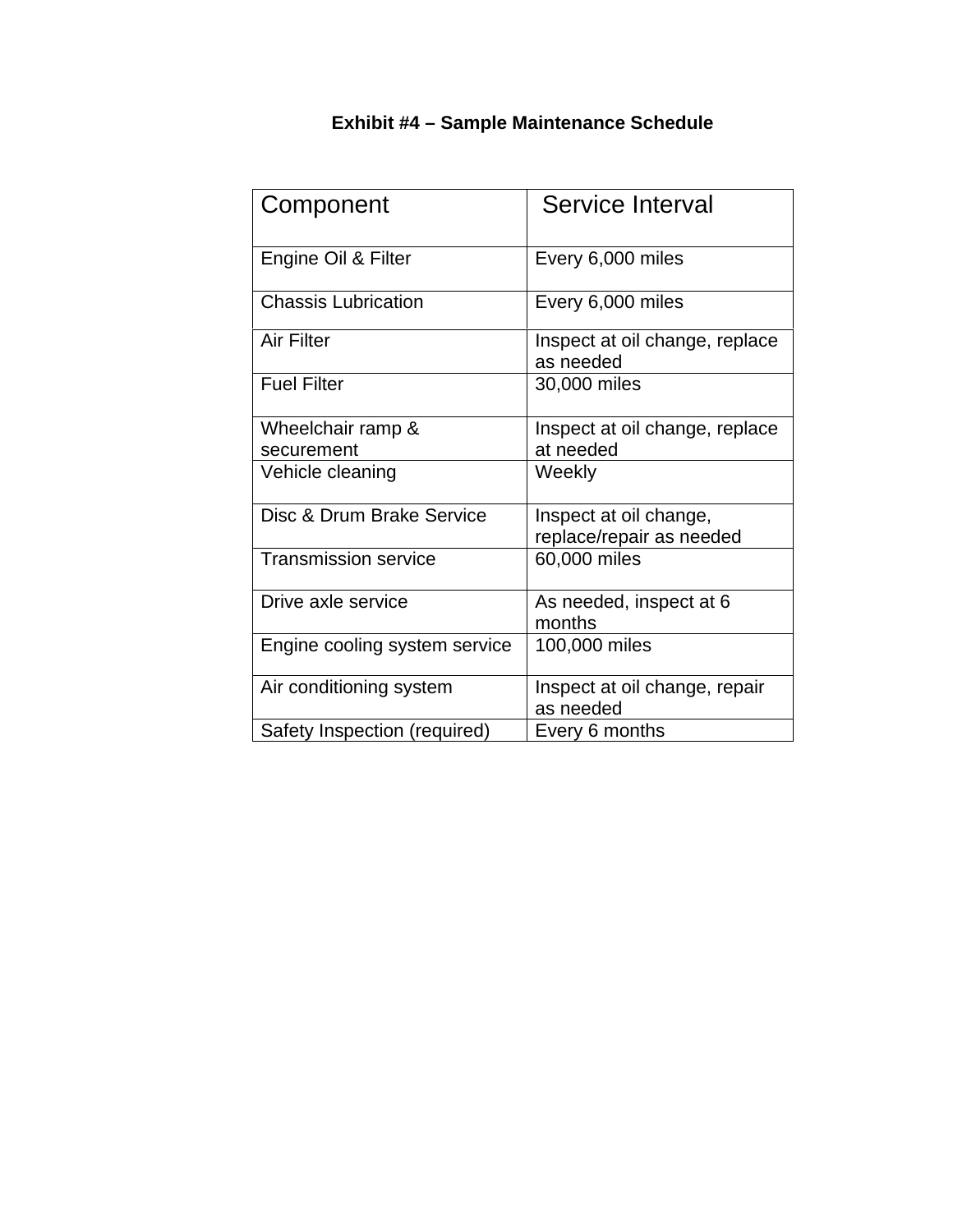**Exhibit #4 – Sample Maintenance Schedule**

| Component | Service Interval |
|---|---|
| Engine Oil & Filter | Every 6,000 miles |
| Chassis Lubrication | Every 6,000 miles |
| Air Filter | Inspect at oil change, replace as needed |
| Fuel Filter | 30,000 miles |
| Wheelchair ramp & securement | Inspect at oil change, replace at needed |
| Vehicle cleaning | Weekly |
| Disc & Drum Brake Service | Inspect at oil change, replace/repair as needed |
| Transmission service | 60,000 miles |
| Drive axle service | As needed, inspect at 6 months |
| Engine cooling system service | 100,000 miles |
| Air conditioning system | Inspect at oil change, repair as needed |
| Safety Inspection (required) | Every 6 months |